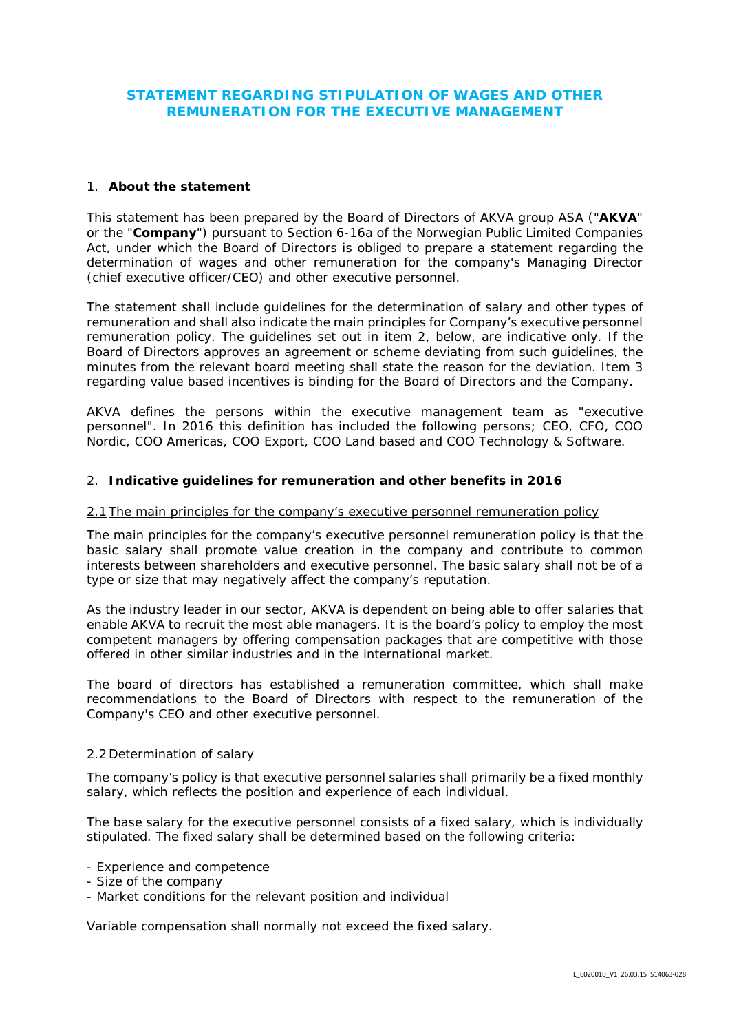# STATEMENT REGARDING STIPULATION OF WAGES AND OTHER REMUNERATION FOR THE EXECUTIVE MANAGEMENT

## 1. About the statement

This statement has been prepared by the Board of Directors of AKVA group ASA ("**AKVA**" or the "**Company**") pursuant to Section 6-16a of the Norwegian Public Limited Companies Act, under which the Board of Directors is obliged to prepare a statement regarding the determination of wages and other remuneration for the company's Managing Director (chief executive officer/CEO) and other executive personnel.

The statement shall include guidelines for the determination of salary and other types of remuneration and shall also indicate the main principles for Company's executive personnel remuneration policy. The guidelines set out in item 2, below, are indicative only. If the Board of Directors approves an agreement or scheme deviating from such guidelines, the minutes from the relevant board meeting shall state the reason for the deviation. Item 3 regarding value based incentives is binding for the Board of Directors and the Company.

AKVA defines the persons within the executive management team as "executive personnel". In 2016 this definition has included the following persons; CEO, CFO, COO Nordic, COO Americas, COO Export, COO Land based and COO Technology & Software.

## 2. Indicative guidelines for remuneration and other benefits in 2016

### 2.1 The main principles for the company's executive personnel remuneration policy

The main principles for the company's executive personnel remuneration policy is that the basic salary shall promote value creation in the company and contribute to common interests between shareholders and executive personnel. The basic salary shall not be of a type or size that may negatively affect the company's reputation.

As the industry leader in our sector, AKVA is dependent on being able to offer salaries that enable AKVA to recruit the most able managers. It is the board's policy to employ the most competent managers by offering compensation packages that are competitive with those offered in other similar industries and in the international market.

The board of directors has established a remuneration committee, which shall make recommendations to the Board of Directors with respect to the remuneration of the Company's CEO and other executive personnel.

### 2.2 Determination of salary

The company's policy is that executive personnel salaries shall primarily be a fixed monthly salary, which reflects the position and experience of each individual.

The base salary for the executive personnel consists of a fixed salary, which is individually stipulated. The fixed salary shall be determined based on the following criteria:

- Experience and competence
- Size of the company
- Market conditions for the relevant position and individual

Variable compensation shall normally not exceed the fixed salary.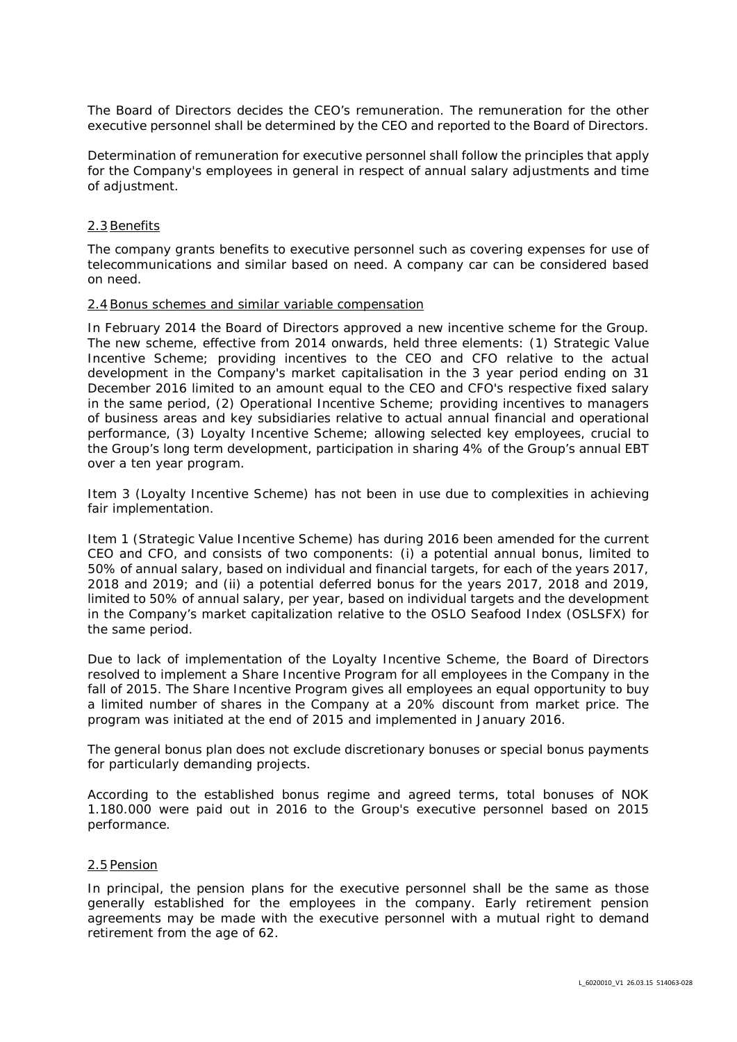The Board of Directors decides the CEO's remuneration. The remuneration for the other executive personnel shall be determined by the CEO and reported to the Board of Directors.

Determination of remuneration for executive personnel shall follow the principles that apply for the Company's employees in general in respect of annual salary adjustments and time of adjustment.

### 2.3 Benefits

The company grants benefits to executive personnel such as covering expenses for use of telecommunications and similar based on need. A company car can be considered based on need.

### 2.4 Bonus schemes and similar variable compensation

In February 2014 the Board of Directors approved a new incentive scheme for the Group. The new scheme, effective from 2014 onwards, held three elements: (1) Strategic Value Incentive Scheme; providing incentives to the CEO and CFO relative to the actual development in the Company's market capitalisation in the 3 year period ending on 31 December 2016 limited to an amount equal to the CEO and CFO's respective fixed salary in the same period, (2) Operational Incentive Scheme; providing incentives to managers of business areas and key subsidiaries relative to actual annual financial and operational performance, (3) Loyalty Incentive Scheme; allowing selected key employees, crucial to the Group's long term development, participation in sharing 4% of the Group's annual EBT over a ten year program.

Item 3 (Loyalty Incentive Scheme) has not been in use due to complexities in achieving fair implementation.

Item 1 (Strategic Value Incentive Scheme) has during 2016 been amended for the current CEO and CFO, and consists of two components: (i) a potential annual bonus, limited to 50% of annual salary, based on individual and financial targets, for each of the years 2017, 2018 and 2019; and (ii) a potential deferred bonus for the years 2017, 2018 and 2019, limited to 50% of annual salary, per year, based on individual targets and the development in the Company's market capitalization relative to the OSLO Seafood Index (OSLSFX) for the same period.

Due to lack of implementation of the Loyalty Incentive Scheme, the Board of Directors resolved to implement a Share Incentive Program for all employees in the Company in the fall of 2015. The Share Incentive Program gives all employees an equal opportunity to buy a limited number of shares in the Company at a 20% discount from market price. The program was initiated at the end of 2015 and implemented in January 2016.

The general bonus plan does not exclude discretionary bonuses or special bonus payments for particularly demanding projects.

According to the established bonus regime and agreed terms, total bonuses of NOK 1.180.000 were paid out in 2016 to the Group's executive personnel based on 2015 performance.

### 2.5 Pension

In principal, the pension plans for the executive personnel shall be the same as those generally established for the employees in the company. Early retirement pension agreements may be made with the executive personnel with a mutual right to demand retirement from the age of 62.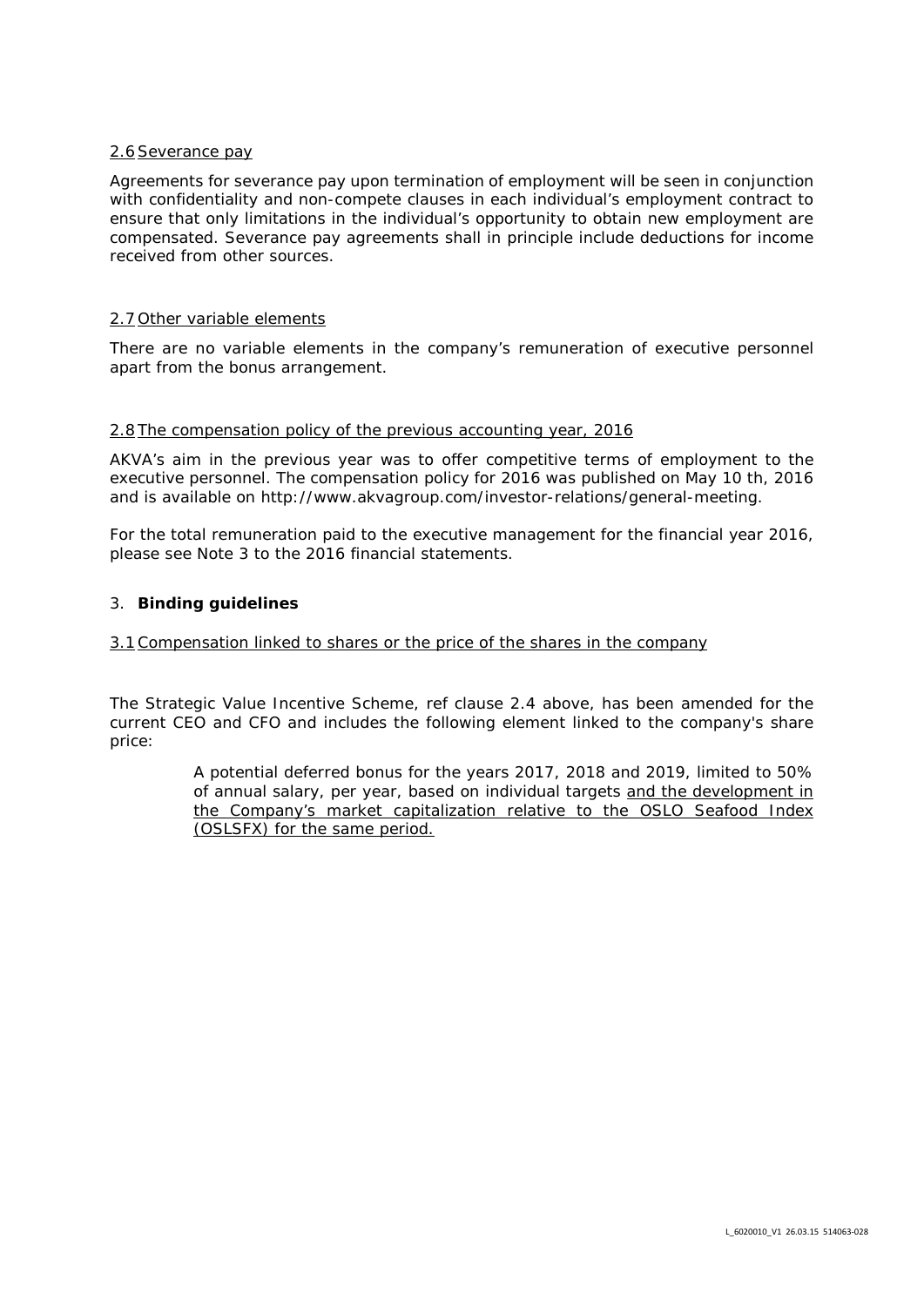### 2.6 Severance pay

Agreements for severance pay upon termination of employment will be seen in conjunction with confidentiality and non-compete clauses in each individual's employment contract to ensure that only limitations in the individual's opportunity to obtain new employment are compensated. Severance pay agreements shall in principle include deductions for income received from other sources.

### 2.7 Other variable elements

There are no variable elements in the company's remuneration of executive personnel apart from the bonus arrangement.

### 2.8 The compensation policy of the previous accounting year, 2016

AKVA's aim in the previous year was to offer competitive terms of employment to the executive personnel. The compensation policy for 2016 was published on May 10 th, 2016 and is available on http://www.akvagroup.com/investor-relations/general-meeting.

For the total remuneration paid to the executive management for the financial year 2016, please see Note 3 to the 2016 financial statements.

## 3. **Binding guidelines**

### 3.1 Compensation linked to shares or the price of the shares in the company

The Strategic Value Incentive Scheme, ref clause 2.4 above, has been amended for the current CEO and CFO and includes the following element linked to the company's share price:

> A potential deferred bonus for the years 2017, 2018 and 2019, limited to 50% of annual salary, per year, based on individual targets and the development in the Company's market capitalization relative to the OSLO Seafood Index (OSLSFX) for the same period.